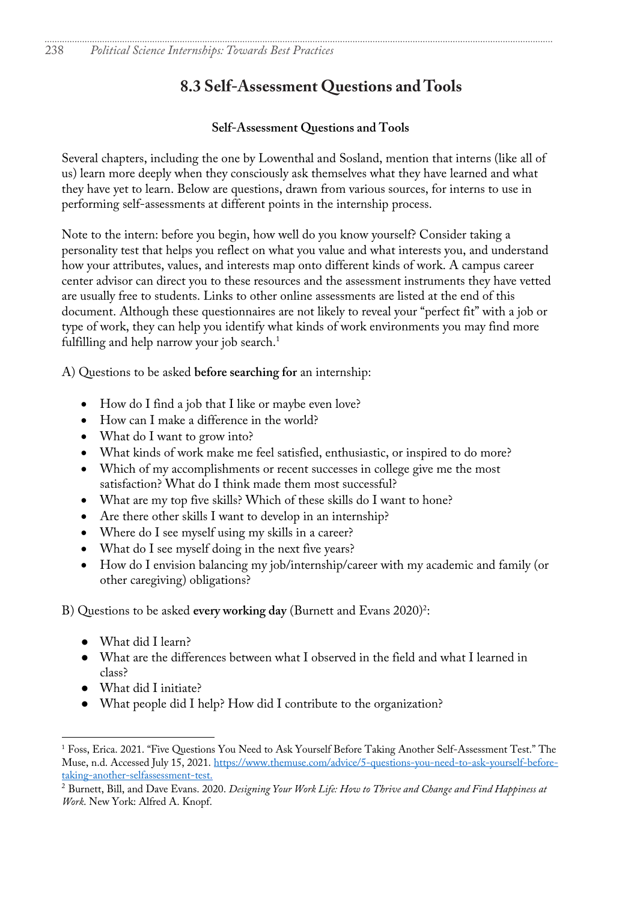# 8.3 Self-Assessment Questions and Tools

**Self-Assessment Questions and Tools**

Several chapters, including the one by Lowenthal and Sosland, mention that interns (like all of us) learn more deeply when they consciously ask themselves what they have learned and what they have yet to learn. Below are questions, drawn from various sources, for interns to use in performing self-assessments at different points in the internship process.

Note to the intern: before you begin, how well do you know yourself? Consider taking a personality test that helps you reflect on what you value and what interests you, and understand how your attributes, values, and interests map onto different kinds of work. A campus career center advisor can direct you to these resources and the assessment instruments they have vetted are usually free to students. Links to other online assessments are listed at the end of this document. Although these questionnaires are not likely to reveal your "perfect fit" with a job or type of work, they can help you identify what kinds of work environments you may find more fulfilling and help narrow your job search.[1]

A) Questions to be asked **before searching for** an internship:

- How do I find a job that I like or maybe even love?
- How can I make a difference in the world?
- What do I want to grow into?
- What kinds of work make me feel satisfied, enthusiastic, or inspired to do more?
- Which of my accomplishments or recent successes in college give me the most satisfaction? What do I think made them most successful?
- What are my top five skills? Which of these skills do I want to hone?
- Are there other skills I want to develop in an internship?
- Where do I see myself using my skills in a career?
- What do I see myself doing in the next five years?
- How do I envision balancing my job/internship/career with my academic and family (or other caregiving) obligations?

B) Questions to be asked **every working day** (Burnett and Evans 2020)[2]:

- What did I learn?
- What are the differences between what I observed in the field and what I learned in class?
- What did I initiate?
- What people did I help? How did I contribute to the organization?

---

[1] Foss, Erica. 2021. "Five Questions You Need to Ask Yourself Before Taking Another Self-Assessment Test." The Muse, n.d. Accessed July 15, 2021. https://www.themuse.com/advice/5-questions-you-need-to-ask-yourself-before-taking-another-selfassessment-test.

[2] Burnett, Bill, and Dave Evans. 2020. *Designing Your Work Life: How to Thrive and Change and Find Happiness at Work.* New York: Alfred A. Knopf.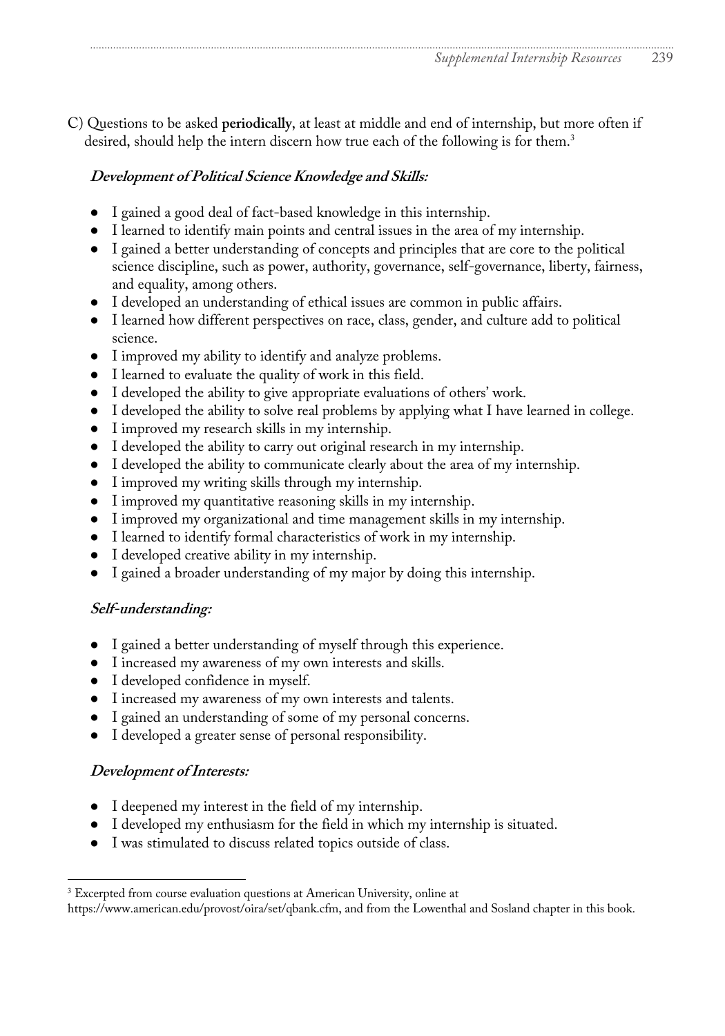C) Questions to be asked **periodically**, at least at middle and end of internship, but more often if desired, should help the intern discern how true each of the following is for them.[3]

***Development of Political Science Knowledge and Skills:***

- I gained a good deal of fact-based knowledge in this internship.
- I learned to identify main points and central issues in the area of my internship.
- I gained a better understanding of concepts and principles that are core to the political science discipline, such as power, authority, governance, self-governance, liberty, fairness, and equality, among others.
- I developed an understanding of ethical issues are common in public affairs.
- I learned how different perspectives on race, class, gender, and culture add to political science.
- I improved my ability to identify and analyze problems.
- I learned to evaluate the quality of work in this field.
- I developed the ability to give appropriate evaluations of others' work.
- I developed the ability to solve real problems by applying what I have learned in college.
- I improved my research skills in my internship.
- I developed the ability to carry out original research in my internship.
- I developed the ability to communicate clearly about the area of my internship.
- I improved my writing skills through my internship.
- I improved my quantitative reasoning skills in my internship.
- I improved my organizational and time management skills in my internship.
- I learned to identify formal characteristics of work in my internship.
- I developed creative ability in my internship.
- I gained a broader understanding of my major by doing this internship.

***Self-understanding:***

- I gained a better understanding of myself through this experience.
- I increased my awareness of my own interests and skills.
- I developed confidence in myself.
- I increased my awareness of my own interests and talents.
- I gained an understanding of some of my personal concerns.
- I developed a greater sense of personal responsibility.

***Development of Interests:***

- I deepened my interest in the field of my internship.
- I developed my enthusiasm for the field in which my internship is situated.
- I was stimulated to discuss related topics outside of class.

[3] Excerpted from course evaluation questions at American University, online at https://www.american.edu/provost/oira/set/qbank.cfm, and from the Lowenthal and Sosland chapter in this book.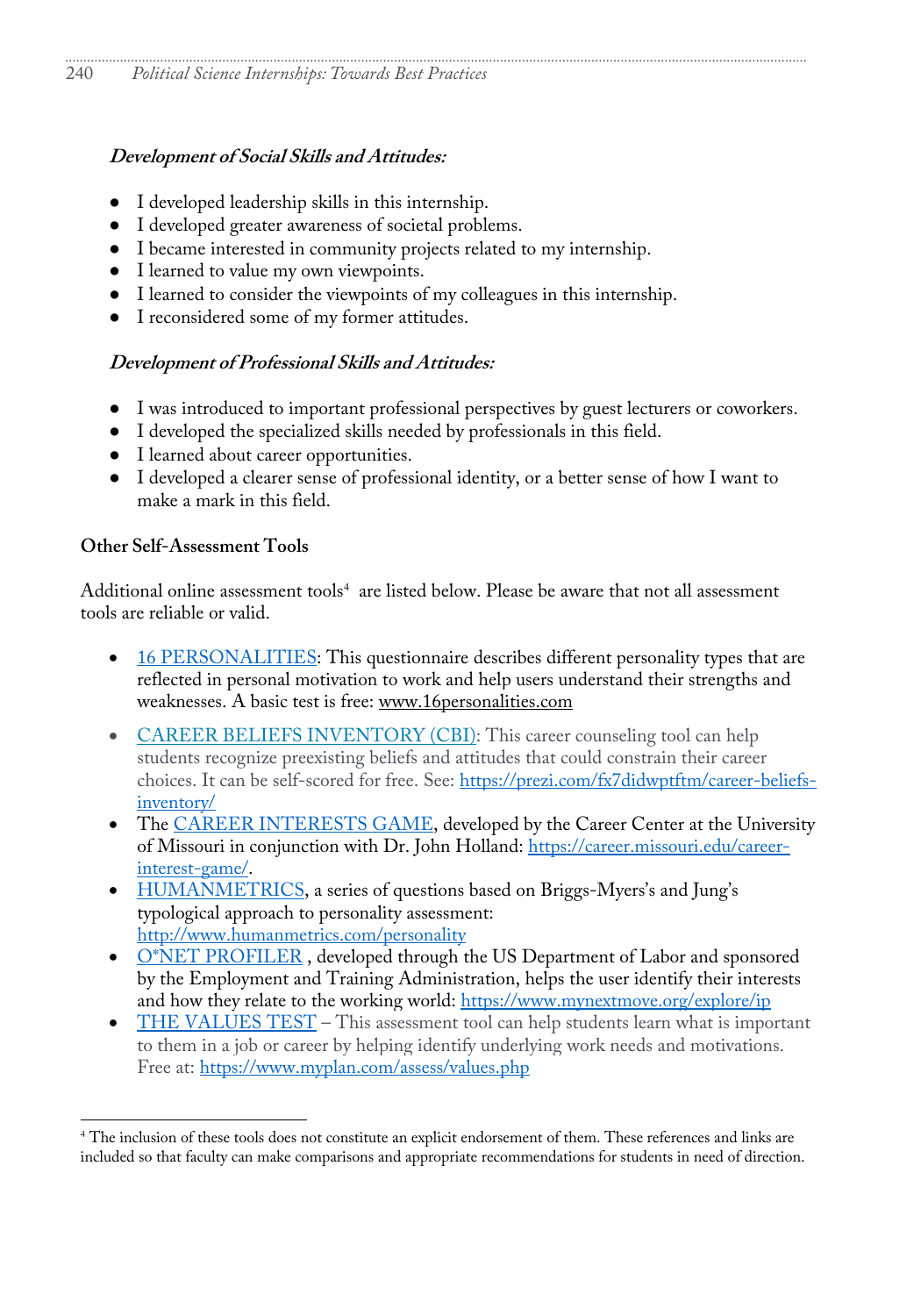***Development of Social Skills and Attitudes:***

- I developed leadership skills in this internship.
- I developed greater awareness of societal problems.
- I became interested in community projects related to my internship.
- I learned to value my own viewpoints.
- I learned to consider the viewpoints of my colleagues in this internship.
- I reconsidered some of my former attitudes.

***Development of Professional Skills and Attitudes:***

- I was introduced to important professional perspectives by guest lecturers or coworkers.
- I developed the specialized skills needed by professionals in this field.
- I learned about career opportunities.
- I developed a clearer sense of professional identity, or a better sense of how I want to make a mark in this field.

**Other Self-Assessment Tools**

Additional online assessment tools[4] are listed below. Please be aware that not all assessment tools are reliable or valid.

- 16 PERSONALITIES: This questionnaire describes different personality types that are reflected in personal motivation to work and help users understand their strengths and weaknesses. A basic test is free: www.16personalities.com
- CAREER BELIEFS INVENTORY (CBI): This career counseling tool can help students recognize preexisting beliefs and attitudes that could constrain their career choices. It can be self-scored for free. See: https://prezi.com/fx7didwptftm/career-beliefs-inventory/
- The CAREER INTERESTS GAME, developed by the Career Center at the University of Missouri in conjunction with Dr. John Holland: https://career.missouri.edu/career-interest-game/.
- HUMANMETRICS, a series of questions based on Briggs-Myers's and Jung's typological approach to personality assessment: http://www.humanmetrics.com/personality
- O*NET PROFILER , developed through the US Department of Labor and sponsored by the Employment and Training Administration, helps the user identify their interests and how they relate to the working world: https://www.mynextmove.org/explore/ip
- THE VALUES TEST – This assessment tool can help students learn what is important to them in a job or career by helping identify underlying work needs and motivations. Free at: https://www.myplan.com/assess/values.php

[4] The inclusion of these tools does not constitute an explicit endorsement of them. These references and links are included so that faculty can make comparisons and appropriate recommendations for students in need of direction.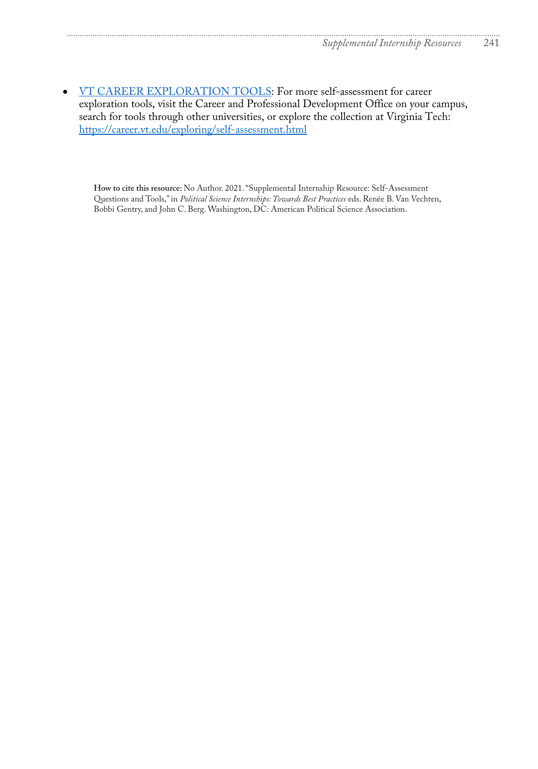- VT CAREER EXPLORATION TOOLS: For more self-assessment for career exploration tools, visit the Career and Professional Development Office on your campus, search for tools through other universities, or explore the collection at Virginia Tech: https://career.vt.edu/exploring/self-assessment.html

**How to cite this resource:** No Author. 2021. "Supplemental Internship Resource: Self-Assessment Questions and Tools," in *Political Science Internships: Towards Best Practices* eds. Renée B. Van Vechten, Bobbi Gentry, and John C. Berg. Washington, DC: American Political Science Association.